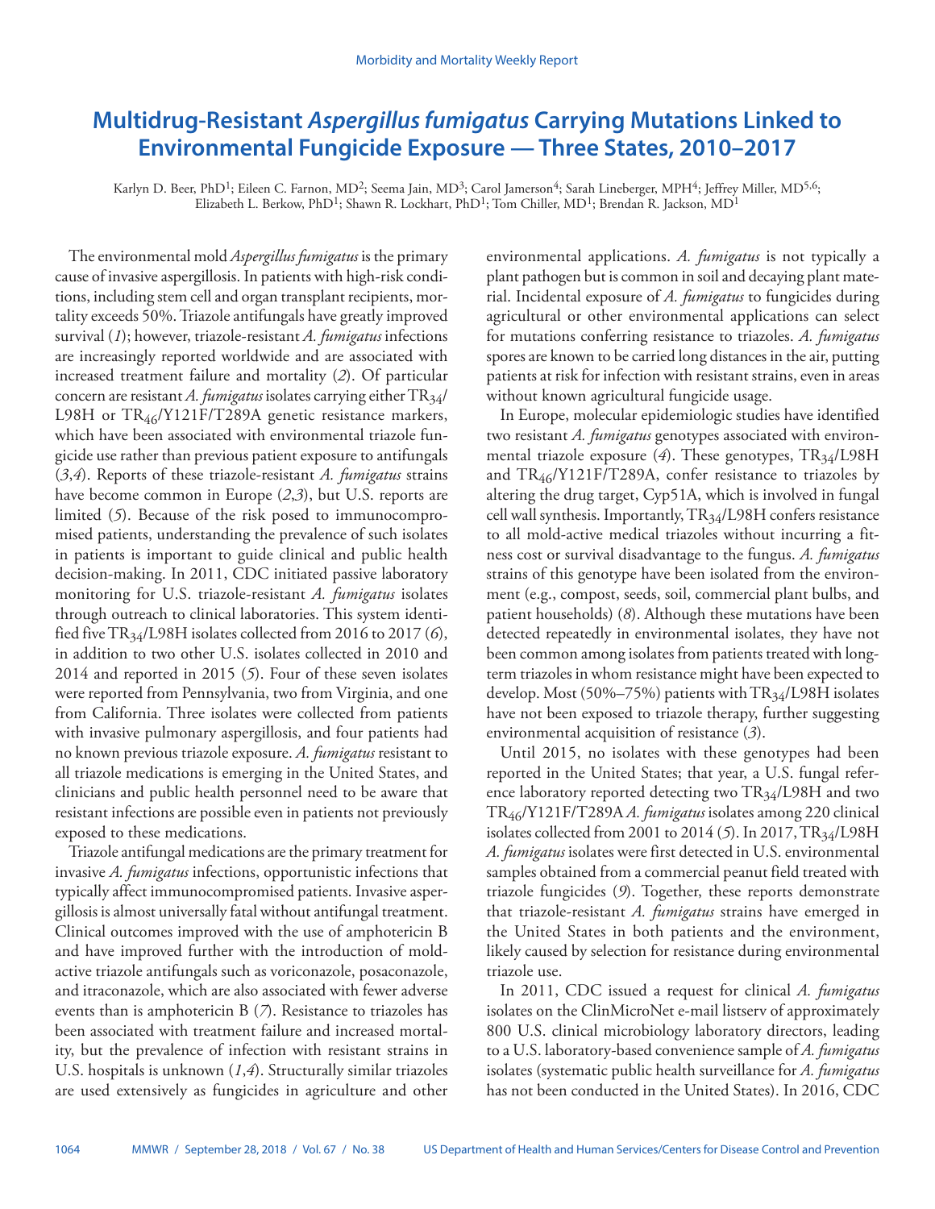# Multidrug-Resistant *Aspergillus fumigatus* Carrying Mutations Linked to Environmental Fungicide Exposure — Three States, 2010–2017

Karlyn D. Beer, PhD[1]; Eileen C. Farnon, MD[2]; Seema Jain, MD[3]; Carol Jamerson[4]; Sarah Lineberger, MPH[4]; Jeffrey Miller, MD[5,6]; Elizabeth L. Berkow, PhD[1]; Shawn R. Lockhart, PhD[1]; Tom Chiller, MD[1]; Brendan R. Jackson, MD[1]

The environmental mold *Aspergillus fumigatus* is the primary cause of invasive aspergillosis. In patients with high-risk conditions, including stem cell and organ transplant recipients, mortality exceeds 50%. Triazole antifungals have greatly improved survival (*1*); however, triazole-resistant *A. fumigatus* infections are increasingly reported worldwide and are associated with increased treatment failure and mortality (*2*). Of particular concern are resistant *A. fumigatus* isolates carrying either $TR_{34}$/L98H or $TR_{46}$/Y121F/T289A genetic resistance markers, which have been associated with environmental triazole fungicide use rather than previous patient exposure to antifungals (*3*,*4*). Reports of these triazole-resistant *A. fumigatus* strains have become common in Europe (*2*,*3*), but U.S. reports are limited (*5*). Because of the risk posed to immunocompromised patients, understanding the prevalence of such isolates in patients is important to guide clinical and public health decision-making. In 2011, CDC initiated passive laboratory monitoring for U.S. triazole-resistant *A. fumigatus* isolates through outreach to clinical laboratories. This system identified five $TR_{34}$/L98H isolates collected from 2016 to 2017 (*6*), in addition to two other U.S. isolates collected in 2010 and 2014 and reported in 2015 (*5*). Four of these seven isolates were reported from Pennsylvania, two from Virginia, and one from California. Three isolates were collected from patients with invasive pulmonary aspergillosis, and four patients had no known previous triazole exposure. *A. fumigatus* resistant to all triazole medications is emerging in the United States, and clinicians and public health personnel need to be aware that resistant infections are possible even in patients not previously exposed to these medications.

Triazole antifungal medications are the primary treatment for invasive *A. fumigatus* infections, opportunistic infections that typically affect immunocompromised patients. Invasive aspergillosis is almost universally fatal without antifungal treatment. Clinical outcomes improved with the use of amphotericin B and have improved further with the introduction of mold-active triazole antifungals such as voriconazole, posaconazole, and itraconazole, which are also associated with fewer adverse events than is amphotericin B (*7*). Resistance to triazoles has been associated with treatment failure and increased mortality, but the prevalence of infection with resistant strains in U.S. hospitals is unknown (*1*,*4*). Structurally similar triazoles are used extensively as fungicides in agriculture and other environmental applications. *A. fumigatus* is not typically a plant pathogen but is common in soil and decaying plant material. Incidental exposure of *A. fumigatus* to fungicides during agricultural or other environmental applications can select for mutations conferring resistance to triazoles. *A. fumigatus* spores are known to be carried long distances in the air, putting patients at risk for infection with resistant strains, even in areas without known agricultural fungicide usage.

In Europe, molecular epidemiologic studies have identified two resistant *A. fumigatus* genotypes associated with environmental triazole exposure (*4*). These genotypes, $TR_{34}$/L98H and $TR_{46}$/Y121F/T289A, confer resistance to triazoles by altering the drug target, Cyp51A, which is involved in fungal cell wall synthesis. Importantly, $TR_{34}$/L98H confers resistance to all mold-active medical triazoles without incurring a fitness cost or survival disadvantage to the fungus. *A. fumigatus* strains of this genotype have been isolated from the environment (e.g., compost, seeds, soil, commercial plant bulbs, and patient households) (*8*). Although these mutations have been detected repeatedly in environmental isolates, they have not been common among isolates from patients treated with long-term triazoles in whom resistance might have been expected to develop. Most (50%–75%) patients with $TR_{34}$/L98H isolates have not been exposed to triazole therapy, further suggesting environmental acquisition of resistance (*3*).

Until 2015, no isolates with these genotypes had been reported in the United States; that year, a U.S. fungal reference laboratory reported detecting two $TR_{34}$/L98H and two $TR_{46}$/Y121F/T289A *A. fumigatus* isolates among 220 clinical isolates collected from 2001 to 2014 (*5*). In 2017, $TR_{34}$/L98H *A. fumigatus* isolates were first detected in U.S. environmental samples obtained from a commercial peanut field treated with triazole fungicides (*9*). Together, these reports demonstrate that triazole-resistant *A. fumigatus* strains have emerged in the United States in both patients and the environment, likely caused by selection for resistance during environmental triazole use.

In 2011, CDC issued a request for clinical *A. fumigatus* isolates on the ClinMicroNet e-mail listserv of approximately 800 U.S. clinical microbiology laboratory directors, leading to a U.S. laboratory-based convenience sample of *A. fumigatus* isolates (systematic public health surveillance for *A. fumigatus* has not been conducted in the United States). In 2016, CDC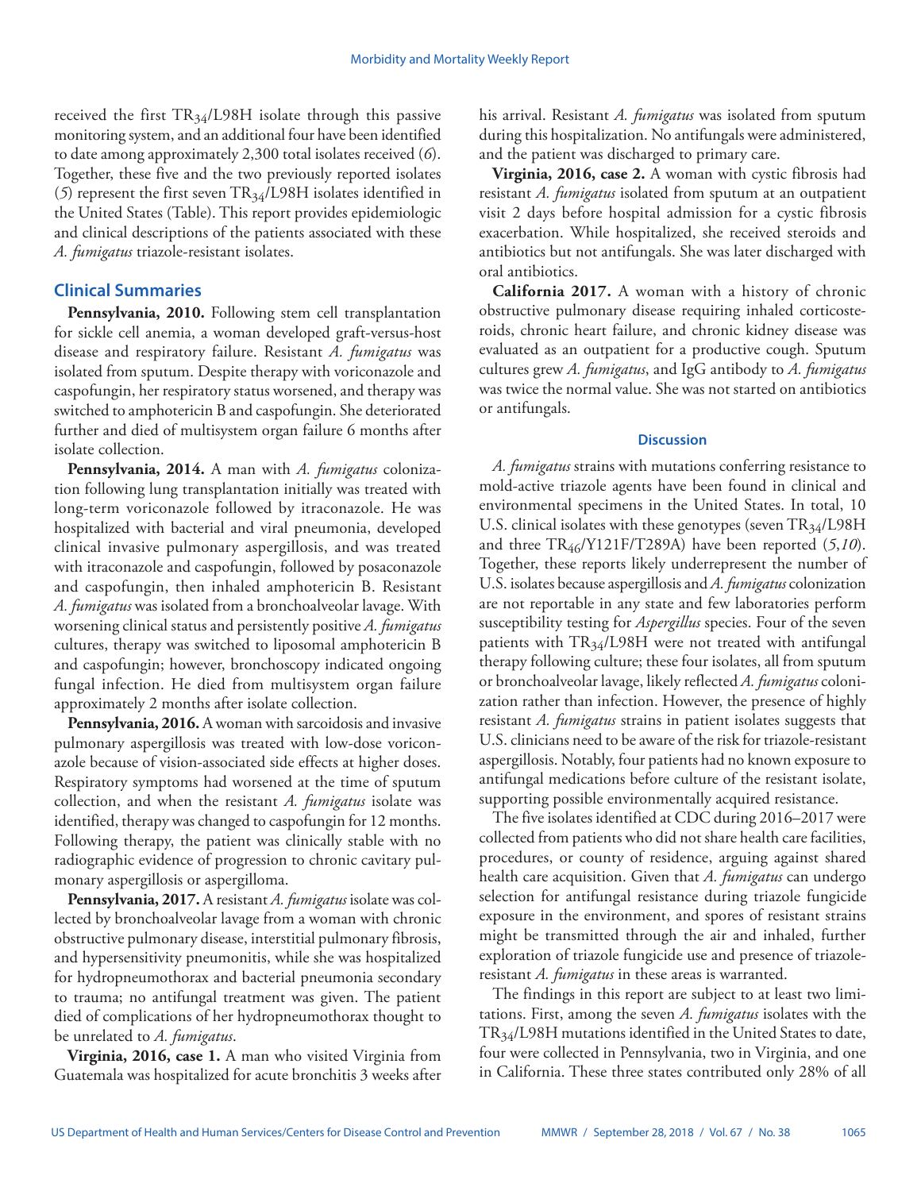received the first $TR_{34}$/L98H isolate through this passive monitoring system, and an additional four have been identified to date among approximately 2,300 total isolates received (*6*). Together, these five and the two previously reported isolates (*5*) represent the first seven $TR_{34}$/L98H isolates identified in the United States (Table). This report provides epidemiologic and clinical descriptions of the patients associated with these *A. fumigatus* triazole-resistant isolates.

## Clinical Summaries

**Pennsylvania, 2010.** Following stem cell transplantation for sickle cell anemia, a woman developed graft-versus-host disease and respiratory failure. Resistant *A. fumigatus* was isolated from sputum. Despite therapy with voriconazole and caspofungin, her respiratory status worsened, and therapy was switched to amphotericin B and caspofungin. She deteriorated further and died of multisystem organ failure 6 months after isolate collection.

**Pennsylvania, 2014.** A man with *A. fumigatus* colonization following lung transplantation initially was treated with long-term voriconazole followed by itraconazole. He was hospitalized with bacterial and viral pneumonia, developed clinical invasive pulmonary aspergillosis, and was treated with itraconazole and caspofungin, followed by posaconazole and caspofungin, then inhaled amphotericin B. Resistant *A. fumigatus* was isolated from a bronchoalveolar lavage. With worsening clinical status and persistently positive *A. fumigatus* cultures, therapy was switched to liposomal amphotericin B and caspofungin; however, bronchoscopy indicated ongoing fungal infection. He died from multisystem organ failure approximately 2 months after isolate collection.

**Pennsylvania, 2016.** A woman with sarcoidosis and invasive pulmonary aspergillosis was treated with low-dose voriconazole because of vision-associated side effects at higher doses. Respiratory symptoms had worsened at the time of sputum collection, and when the resistant *A. fumigatus* isolate was identified, therapy was changed to caspofungin for 12 months. Following therapy, the patient was clinically stable with no radiographic evidence of progression to chronic cavitary pulmonary aspergillosis or aspergilloma.

**Pennsylvania, 2017.** A resistant *A. fumigatus* isolate was collected by bronchoalveolar lavage from a woman with chronic obstructive pulmonary disease, interstitial pulmonary fibrosis, and hypersensitivity pneumonitis, while she was hospitalized for hydropneumothorax and bacterial pneumonia secondary to trauma; no antifungal treatment was given. The patient died of complications of her hydropneumothorax thought to be unrelated to *A. fumigatus*.

**Virginia, 2016, case 1.** A man who visited Virginia from Guatemala was hospitalized for acute bronchitis 3 weeks after his arrival. Resistant *A. fumigatus* was isolated from sputum during this hospitalization. No antifungals were administered, and the patient was discharged to primary care.

**Virginia, 2016, case 2.** A woman with cystic fibrosis had resistant *A. fumigatus* isolated from sputum at an outpatient visit 2 days before hospital admission for a cystic fibrosis exacerbation. While hospitalized, she received steroids and antibiotics but not antifungals. She was later discharged with oral antibiotics.

**California 2017.** A woman with a history of chronic obstructive pulmonary disease requiring inhaled corticosteroids, chronic heart failure, and chronic kidney disease was evaluated as an outpatient for a productive cough. Sputum cultures grew *A. fumigatus*, and IgG antibody to *A. fumigatus* was twice the normal value. She was not started on antibiotics or antifungals.

## Discussion

*A. fumigatus* strains with mutations conferring resistance to mold-active triazole agents have been found in clinical and environmental specimens in the United States. In total, 10 U.S. clinical isolates with these genotypes (seven $TR_{34}$/L98H and three $TR_{46}$/Y121F/T289A) have been reported (*5*,*10*). Together, these reports likely underrepresent the number of U.S. isolates because aspergillosis and *A. fumigatus* colonization are not reportable in any state and few laboratories perform susceptibility testing for *Aspergillus* species. Four of the seven patients with $TR_{34}$/L98H were not treated with antifungal therapy following culture; these four isolates, all from sputum or bronchoalveolar lavage, likely reflected *A. fumigatus* colonization rather than infection. However, the presence of highly resistant *A. fumigatus* strains in patient isolates suggests that U.S. clinicians need to be aware of the risk for triazole-resistant aspergillosis. Notably, four patients had no known exposure to antifungal medications before culture of the resistant isolate, supporting possible environmentally acquired resistance.

The five isolates identified at CDC during 2016–2017 were collected from patients who did not share health care facilities, procedures, or county of residence, arguing against shared health care acquisition. Given that *A. fumigatus* can undergo selection for antifungal resistance during triazole fungicide exposure in the environment, and spores of resistant strains might be transmitted through the air and inhaled, further exploration of triazole fungicide use and presence of triazole-resistant *A. fumigatus* in these areas is warranted.

The findings in this report are subject to at least two limitations. First, among the seven *A. fumigatus* isolates with the $TR_{34}$/L98H mutations identified in the United States to date, four were collected in Pennsylvania, two in Virginia, and one in California. These three states contributed only 28% of all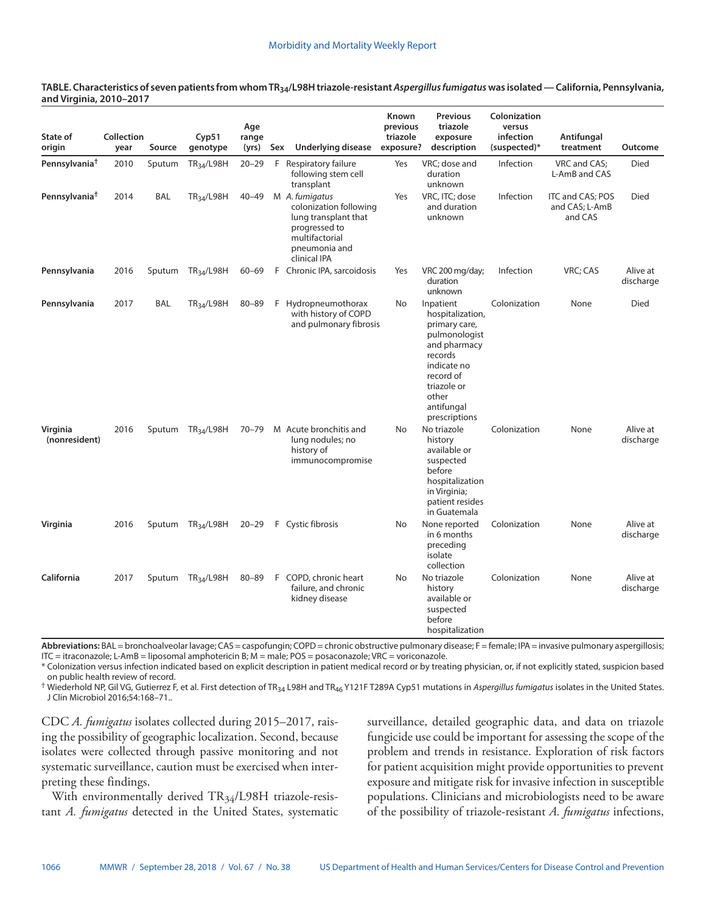**TABLE. Characteristics of seven patients from whom $TR_{34}$/L98H triazole-resistant *Aspergillus fumigatus* was isolated — California, Pennsylvania, and Virginia, 2010–2017**

| State of origin | Collection year | Source | Cyp51 genotype | Age range (yrs) | Sex | Underlying disease | Known previous triazole exposure? | Previous triazole exposure description | Colonization versus infection (suspected)* | Antifungal treatment | Outcome |
|---|---|---|---|---|---|---|---|---|---|---|---|
| **Pennsylvania**[†] | 2010 | Sputum | $TR_{34}$/L98H | 20–29 | F | Respiratory failure following stem cell transplant | Yes | VRC; dose and duration unknown | Infection | VRC and CAS; L-AmB and CAS | Died |
| **Pennsylvania**[†] | 2014 | BAL | $TR_{34}$/L98H | 40–49 | M | *A. fumigatus* colonization following lung transplant that progressed to multifactorial pneumonia and clinical IPA | Yes | VRC, ITC; dose and duration unknown | Infection | ITC and CAS; POS and CAS; L-AmB and CAS | Died |
| **Pennsylvania** | 2016 | Sputum | $TR_{34}$/L98H | 60–69 | F | Chronic IPA, sarcoidosis | Yes | VRC 200 mg/day; duration unknown | Infection | VRC; CAS | Alive at discharge |
| **Pennsylvania** | 2017 | BAL | $TR_{34}$/L98H | 80–89 | F | Hydropneumothorax with history of COPD and pulmonary fibrosis | No | Inpatient hospitalization, primary care, pulmonologist and pharmacy records indicate no record of triazole or other antifungal prescriptions | Colonization | None | Died |
| **Virginia (nonresident)** | 2016 | Sputum | $TR_{34}$/L98H | 70–79 | M | Acute bronchitis and lung nodules; no history of immunocompromise | No | No triazole history available or suspected before hospitalization in Virginia; patient resides in Guatemala | Colonization | None | Alive at discharge |
| **Virginia** | 2016 | Sputum | $TR_{34}$/L98H | 20–29 | F | Cystic fibrosis | No | None reported in 6 months preceding isolate collection | Colonization | None | Alive at discharge |
| **California** | 2017 | Sputum | $TR_{34}$/L98H | 80–89 | F | COPD, chronic heart failure, and chronic kidney disease | No | No triazole history available or suspected before hospitalization | Colonization | None | Alive at discharge |

**Abbreviations:** BAL = bronchoalveolar lavage; CAS = caspofungin; COPD = chronic obstructive pulmonary disease; F = female; IPA = invasive pulmonary aspergillosis; ITC = itraconazole; L-AmB = liposomal amphotericin B; M = male; POS = posaconazole; VRC = voriconazole.

\* Colonization versus infection indicated based on explicit description in patient medical record or by treating physician, or, if not explicitly stated, suspicion based on public health review of record.

† Wiederhold NP, Gil VG, Gutierrez F, et al. First detection of $TR_{34}$ L98H and $TR_{46}$ Y121F T289A Cyp51 mutations in *Aspergillus fumigatus* isolates in the United States. J Clin Microbiol 2016;54:168–71..

CDC *A. fumigatus* isolates collected during 2015–2017, raising the possibility of geographic localization. Second, because isolates were collected through passive monitoring and not systematic surveillance, caution must be exercised when interpreting these findings.

With environmentally derived $TR_{34}$/L98H triazole-resistant *A. fumigatus* detected in the United States, systematic surveillance, detailed geographic data, and data on triazole fungicide use could be important for assessing the scope of the problem and trends in resistance. Exploration of risk factors for patient acquisition might provide opportunities to prevent exposure and mitigate risk for invasive infection in susceptible populations. Clinicians and microbiologists need to be aware of the possibility of triazole-resistant *A. fumigatus* infections,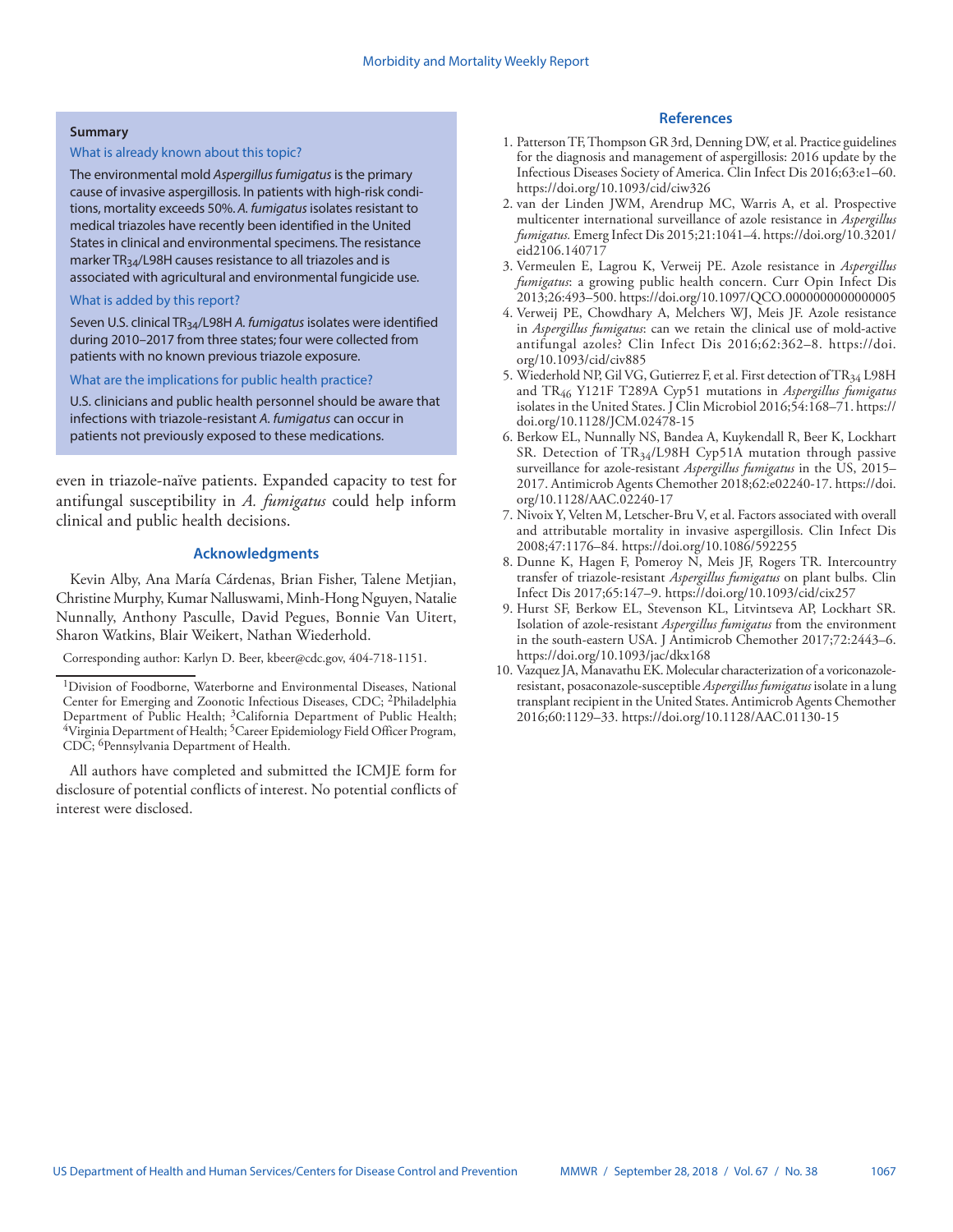**Summary**

What is already known about this topic?

The environmental mold *Aspergillus fumigatus* is the primary cause of invasive aspergillosis. In patients with high-risk conditions, mortality exceeds 50%. *A. fumigatus* isolates resistant to medical triazoles have recently been identified in the United States in clinical and environmental specimens. The resistance marker $TR_{34}$/L98H causes resistance to all triazoles and is associated with agricultural and environmental fungicide use.

What is added by this report?

Seven U.S. clinical $TR_{34}$/L98H *A. fumigatus* isolates were identified during 2010–2017 from three states; four were collected from patients with no known previous triazole exposure.

What are the implications for public health practice?

U.S. clinicians and public health personnel should be aware that infections with triazole-resistant *A. fumigatus* can occur in patients not previously exposed to these medications.

even in triazole-naïve patients. Expanded capacity to test for antifungal susceptibility in *A. fumigatus* could help inform clinical and public health decisions.

## Acknowledgments

Kevin Alby, Ana María Cárdenas, Brian Fisher, Talene Metjian, Christine Murphy, Kumar Nalluswami, Minh-Hong Nguyen, Natalie Nunnally, Anthony Pasculle, David Pegues, Bonnie Van Uitert, Sharon Watkins, Blair Weikert, Nathan Wiederhold.

Corresponding author: Karlyn D. Beer, kbeer@cdc.gov, 404-718-1151.

---

[1]Division of Foodborne, Waterborne and Environmental Diseases, National Center for Emerging and Zoonotic Infectious Diseases, CDC; [2]Philadelphia Department of Public Health; [3]California Department of Public Health; [4]Virginia Department of Health; [5]Career Epidemiology Field Officer Program, CDC; [6]Pennsylvania Department of Health.

All authors have completed and submitted the ICMJE form for disclosure of potential conflicts of interest. No potential conflicts of interest were disclosed.

## References

1. Patterson TF, Thompson GR 3rd, Denning DW, et al. Practice guidelines for the diagnosis and management of aspergillosis: 2016 update by the Infectious Diseases Society of America. Clin Infect Dis 2016;63:e1–60. https://doi.org/10.1093/cid/ciw326
2. van der Linden JWM, Arendrup MC, Warris A, et al. Prospective multicenter international surveillance of azole resistance in *Aspergillus fumigatus.* Emerg Infect Dis 2015;21:1041–4. https://doi.org/10.3201/eid2106.140717
3. Vermeulen E, Lagrou K, Verweij PE. Azole resistance in *Aspergillus fumigatus*: a growing public health concern. Curr Opin Infect Dis 2013;26:493–500. https://doi.org/10.1097/QCO.0000000000000005
4. Verweij PE, Chowdhary A, Melchers WJ, Meis JF. Azole resistance in *Aspergillus fumigatus*: can we retain the clinical use of mold-active antifungal azoles? Clin Infect Dis 2016;62:362–8. https://doi.org/10.1093/cid/civ885
5. Wiederhold NP, Gil VG, Gutierrez F, et al. First detection of $TR_{34}$ L98H and $TR_{46}$ Y121F T289A Cyp51 mutations in *Aspergillus fumigatus* isolates in the United States. J Clin Microbiol 2016;54:168–71. https://doi.org/10.1128/JCM.02478-15
6. Berkow EL, Nunnally NS, Bandea A, Kuykendall R, Beer K, Lockhart SR. Detection of $TR_{34}$/L98H Cyp51A mutation through passive surveillance for azole-resistant *Aspergillus fumigatus* in the US, 2015–2017. Antimicrob Agents Chemother 2018;62:e02240-17. https://doi.org/10.1128/AAC.02240-17
7. Nivoix Y, Velten M, Letscher-Bru V, et al. Factors associated with overall and attributable mortality in invasive aspergillosis. Clin Infect Dis 2008;47:1176–84. https://doi.org/10.1086/592255
8. Dunne K, Hagen F, Pomeroy N, Meis JF, Rogers TR. Intercountry transfer of triazole-resistant *Aspergillus fumigatus* on plant bulbs. Clin Infect Dis 2017;65:147–9. https://doi.org/10.1093/cid/cix257
9. Hurst SF, Berkow EL, Stevenson KL, Litvintseva AP, Lockhart SR. Isolation of azole-resistant *Aspergillus fumigatus* from the environment in the south-eastern USA. J Antimicrob Chemother 2017;72:2443–6. https://doi.org/10.1093/jac/dkx168
10. Vazquez JA, Manavathu EK. Molecular characterization of a voriconazole-resistant, posaconazole-susceptible *Aspergillus fumigatus* isolate in a lung transplant recipient in the United States. Antimicrob Agents Chemother 2016;60:1129–33. https://doi.org/10.1128/AAC.01130-15